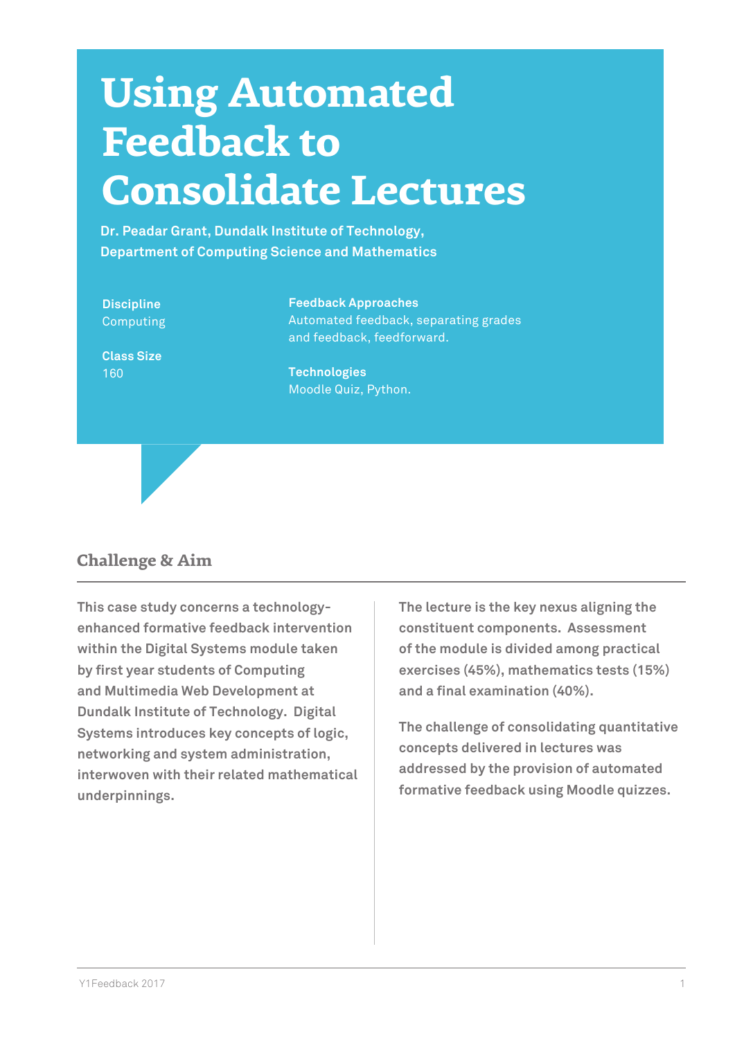# Using Automated Feedback to Consolidate Lectures

**Dr. Peadar Grant, Dundalk Institute of Technology, Department of Computing Science and Mathematics**

**Discipline**
Computing

**Class Size**
160

**Feedback Approaches**
Automated feedback, separating grades and feedback, feedforward.

**Technologies**
Moodle Quiz, Python.

## Challenge & Aim

This case study concerns a technology-enhanced formative feedback intervention within the Digital Systems module taken by first year students of Computing and Multimedia Web Development at Dundalk Institute of Technology. Digital Systems introduces key concepts of logic, networking and system administration, interwoven with their related mathematical underpinnings.

The lecture is the key nexus aligning the constituent components. Assessment of the module is divided among practical exercises (45%), mathematics tests (15%) and a final examination (40%).

The challenge of consolidating quantitative concepts delivered in lectures was addressed by the provision of automated formative feedback using Moodle quizzes.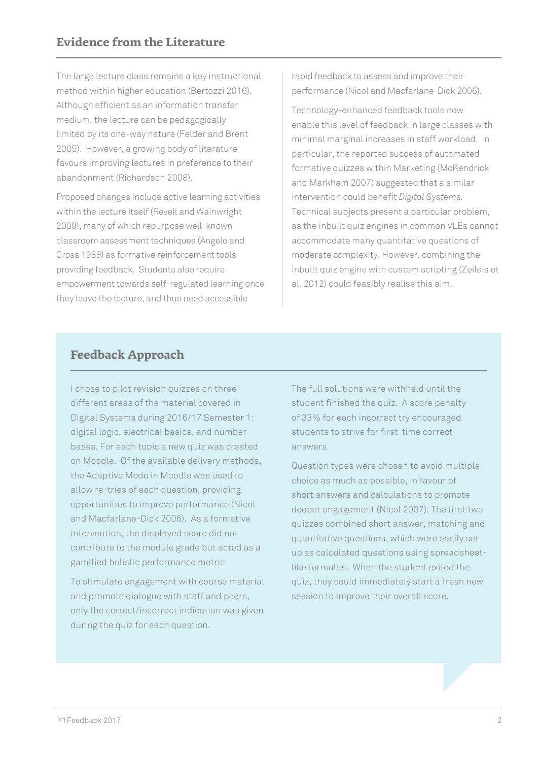## Evidence from the Literature

The large lecture class remains a key instructional method within higher education (Bertozzi 2016). Although efficient as an information transfer medium, the lecture can be pedagogically limited by its one-way nature (Felder and Brent 2005). However, a growing body of literature favours improving lectures in preference to their abandonment (Richardson 2008).

Proposed changes include active learning activities within the lecture itself (Revell and Wainwright 2009), many of which repurpose well-known classroom assessment techniques (Angelo and Cross 1988) as formative reinforcement tools providing feedback. Students also require empowerment towards self-regulated learning once they leave the lecture, and thus need accessible rapid feedback to assess and improve their performance (Nicol and Macfarlane-Dick 2006).

Technology-enhanced feedback tools now enable this level of feedback in large classes with minimal marginal increases in staff workload. In particular, the reported success of automated formative quizzes within Marketing (McKendrick and Markham 2007) suggested that a similar intervention could benefit *Digital Systems*. Technical subjects present a particular problem, as the inbuilt quiz engines in common VLEs cannot accommodate many quantitative questions of moderate complexity. However, combining the inbuilt quiz engine with custom scripting (Zeileis et al. 2012) could feasibly realise this aim.

## Feedback Approach

I chose to pilot revision quizzes on three different areas of the material covered in Digital Systems during 2016/17 Semester 1: digital logic, electrical basics, and number bases. For each topic a new quiz was created on Moodle. Of the available delivery methods, the Adaptive Mode in Moodle was used to allow re-tries of each question, providing opportunities to improve performance (Nicol and Macfarlane-Dick 2006). As a formative intervention, the displayed score did not contribute to the module grade but acted as a gamified holistic performance metric.

To stimulate engagement with course material and promote dialogue with staff and peers, only the correct/incorrect indication was given during the quiz for each question.

The full solutions were withheld until the student finished the quiz. A score penalty of 33% for each incorrect try encouraged students to strive for first-time correct answers.

Question types were chosen to avoid multiple choice as much as possible, in favour of short answers and calculations to promote deeper engagement (Nicol 2007). The first two quizzes combined short answer, matching and quantitative questions, which were easily set up as calculated questions using spreadsheet-like formulas. When the student exited the quiz, they could immediately start a fresh new session to improve their overall score.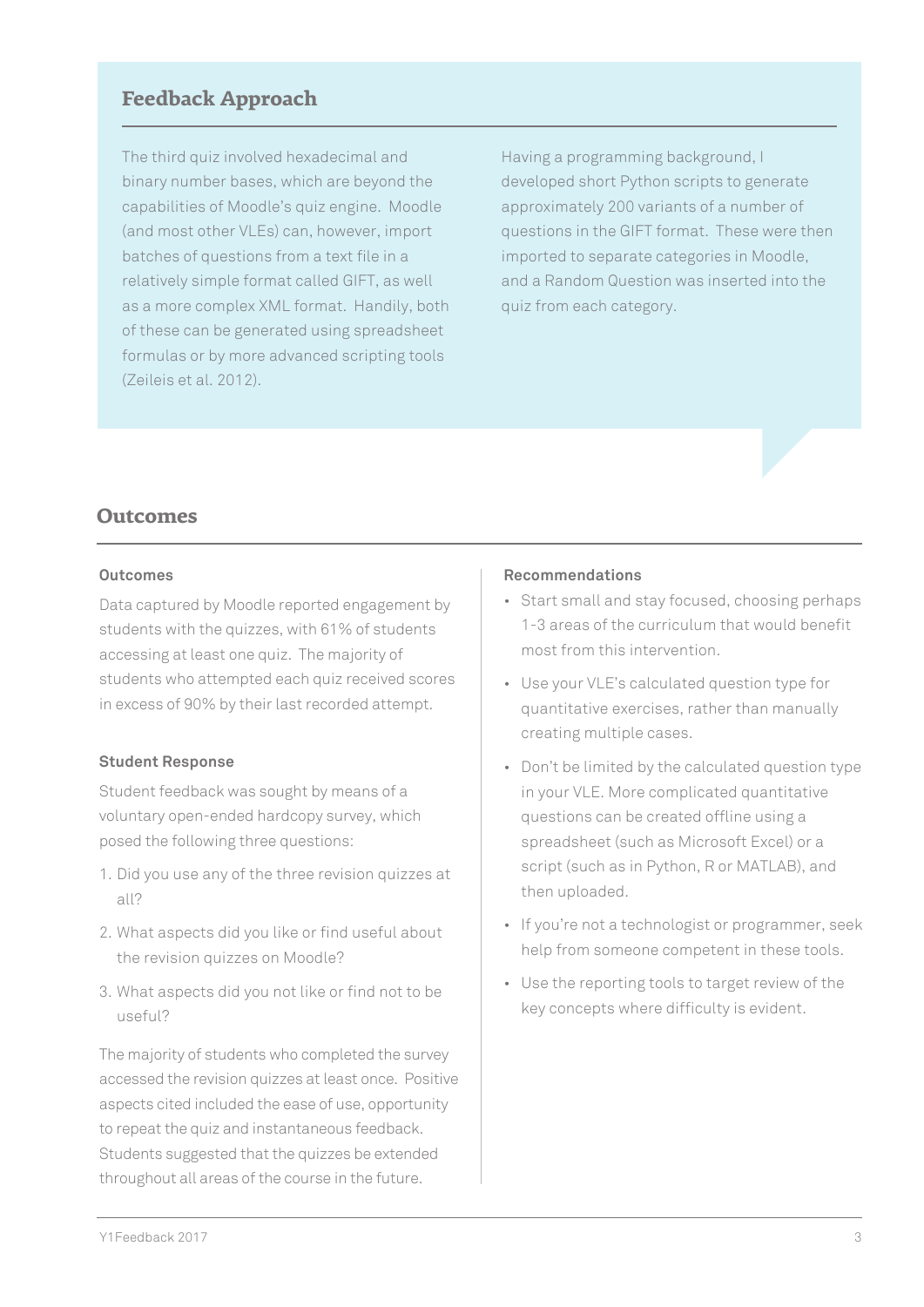## Feedback Approach

The third quiz involved hexadecimal and binary number bases, which are beyond the capabilities of Moodle's quiz engine. Moodle (and most other VLEs) can, however, import batches of questions from a text file in a relatively simple format called GIFT, as well as a more complex XML format. Handily, both of these can be generated using spreadsheet formulas or by more advanced scripting tools (Zeileis et al. 2012).

Having a programming background, I developed short Python scripts to generate approximately 200 variants of a number of questions in the GIFT format. These were then imported to separate categories in Moodle, and a Random Question was inserted into the quiz from each category.

## Outcomes

### Outcomes

Data captured by Moodle reported engagement by students with the quizzes, with 61% of students accessing at least one quiz. The majority of students who attempted each quiz received scores in excess of 90% by their last recorded attempt.

### Student Response

Student feedback was sought by means of a voluntary open-ended hardcopy survey, which posed the following three questions:

1. Did you use any of the three revision quizzes at all?
2. What aspects did you like or find useful about the revision quizzes on Moodle?
3. What aspects did you not like or find not to be useful?

The majority of students who completed the survey accessed the revision quizzes at least once. Positive aspects cited included the ease of use, opportunity to repeat the quiz and instantaneous feedback. Students suggested that the quizzes be extended throughout all areas of the course in the future.

### Recommendations

- Start small and stay focused, choosing perhaps 1-3 areas of the curriculum that would benefit most from this intervention.
- Use your VLE's calculated question type for quantitative exercises, rather than manually creating multiple cases.
- Don't be limited by the calculated question type in your VLE. More complicated quantitative questions can be created offline using a spreadsheet (such as Microsoft Excel) or a script (such as in Python, R or MATLAB), and then uploaded.
- If you're not a technologist or programmer, seek help from someone competent in these tools.
- Use the reporting tools to target review of the key concepts where difficulty is evident.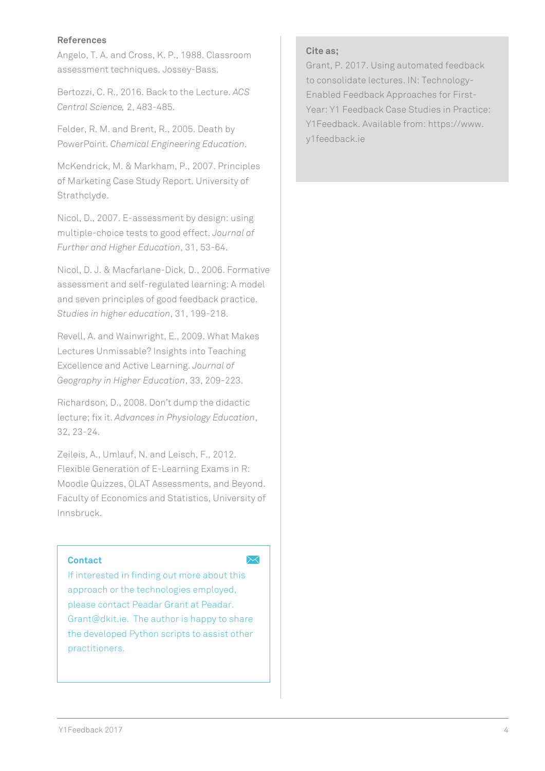**References**

Angelo, T. A. and Cross, K. P., 1988. Classroom assessment techniques. Jossey-Bass.

Bertozzi, C. R., 2016. Back to the Lecture. *ACS Central Science,* 2, 483-485.

Felder, R. M. and Brent, R., 2005. Death by PowerPoint. *Chemical Engineering Education*.

McKendrick, M. & Markham, P., 2007. Principles of Marketing Case Study Report. University of Strathclyde.

Nicol, D., 2007. E-assessment by design: using multiple-choice tests to good effect. *Journal of Further and Higher Education*, 31, 53-64.

Nicol, D. J. & Macfarlane-Dick, D., 2006. Formative assessment and self-regulated learning: A model and seven principles of good feedback practice. *Studies in higher education*, 31, 199-218.

Revell, A. and Wainwright, E., 2009. What Makes Lectures Unmissable? Insights into Teaching Excellence and Active Learning. *Journal of Geography in Higher Education*, 33, 209-223.

Richardson, D., 2008. Don't dump the didactic lecture; fix it. *Advances in Physiology Education*, 32, 23-24.

Zeileis, A., Umlauf, N. and Leisch, F., 2012. Flexible Generation of E-Learning Exams in R: Moodle Quizzes, OLAT Assessments, and Beyond. Faculty of Economics and Statistics, University of Innsbruck.

**Contact**

If interested in finding out more about this approach or the technologies employed, please contact Peadar Grant at Peadar.Grant@dkit.ie. The author is happy to share the developed Python scripts to assist other practitioners.

**Cite as;**

Grant, P. 2017. Using automated feedback to consolidate lectures. IN: Technology-Enabled Feedback Approaches for First-Year: Y1 Feedback Case Studies in Practice: Y1Feedback. Available from: https://www.y1feedback.ie